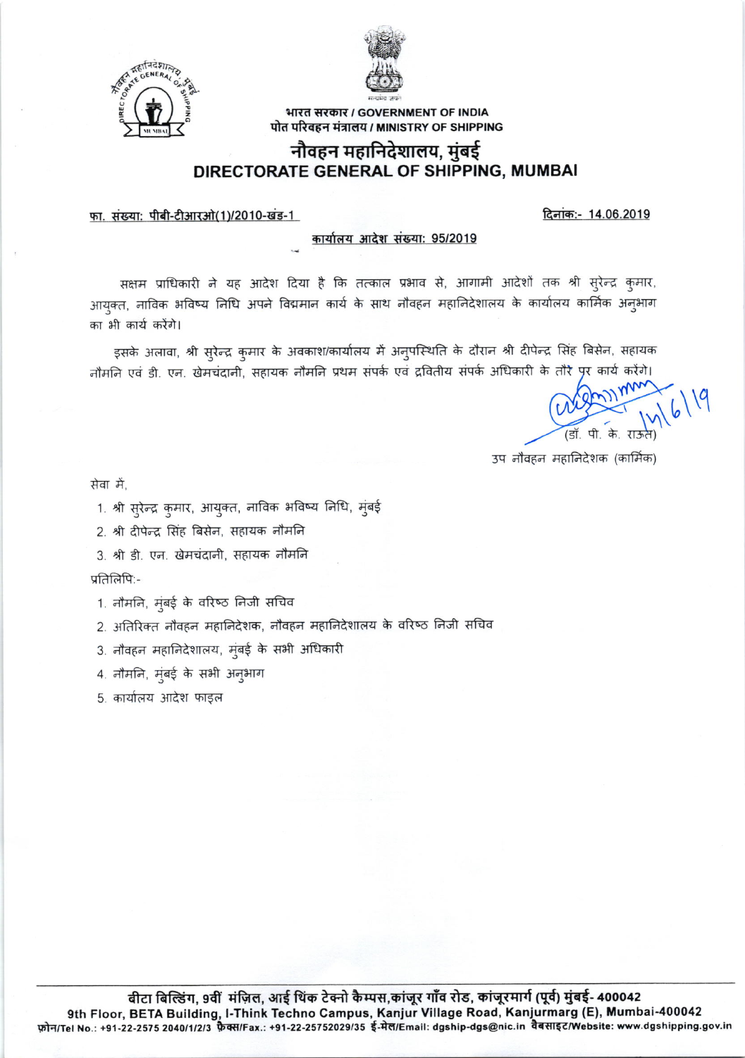भारत सरकार / GOVERNMENT OF INDIA
पोत परिवहन मंत्रालय / MINISTRY OF SHIPPING

# नौवहन महानिदेशालय, मुंबई
# DIRECTORATE GENERAL OF SHIPPING, MUMBAI

फा. संख्या: पीबी-टीआरओ(1)/2010-खंड-1 दिनांक:- 14.06.2019

**कार्यालय आदेश संख्या: 95/2019**

सक्षम प्राधिकारी ने यह आदेश दिया है कि तत्काल प्रभाव से, आगामी आदेशों तक श्री सुरेन्द्र कुमार, आयुक्त, नाविक भविष्य निधि अपने विद्यमान कार्य के साथ नौवहन महानिदेशालय के कार्यालय कार्मिक अनुभाग का भी कार्य करेंगे।

इसके अलावा, श्री सुरेन्द्र कुमार के अवकाश/कार्यालय में अनुपस्थिति के दौरान श्री दीपेन्द्र सिंह बिसेन, सहायक नौमनि एवं डी. एन. खेमचंदानी, सहायक नौमनि प्रथम संपर्क एवं द्वितीय संपर्क अधिकारी के तौर पर कार्य करेंगे।

14/6/19
(डॉ. पी. के. राऊत)
उप नौवहन महानिदेशक (कार्मिक)

सेवा में,

1. श्री सुरेन्द्र कुमार, आयुक्त, नाविक भविष्य निधि, मुंबई
2. श्री दीपेन्द्र सिंह बिसेन, सहायक नौमनि
3. श्री डी. एन. खेमचंदानी, सहायक नौमनि

प्रतिलिपि:-

1. नौमनि, मुंबई के वरिष्ठ निजी सचिव
2. अतिरिक्त नौवहन महानिदेशक, नौवहन महानिदेशालय के वरिष्ठ निजी सचिव
3. नौवहन महानिदेशालय, मुंबई के सभी अधिकारी
4. नौमनि, मुंबई के सभी अनुभाग
5. कार्यालय आदेश फाइल

बीटा बिल्डिंग, 9वीं मंज़िल, आई थिंक टेक्नो कैम्पस, कांजूर गाँव रोड, कांजूरमार्ग (पूर्व) मुंबई- 400042
9th Floor, BETA Building, I-Think Techno Campus, Kanjur Village Road, Kanjurmarg (E), Mumbai-400042
फ़ोन/Tel No.: +91-22-2575 2040/1/2/3 फ़ैक्स/Fax.: +91-22-25752029/35 ई-मेल/Email: dgship-dgs@nic.in वैबसाइट/Website: www.dgshipping.gov.in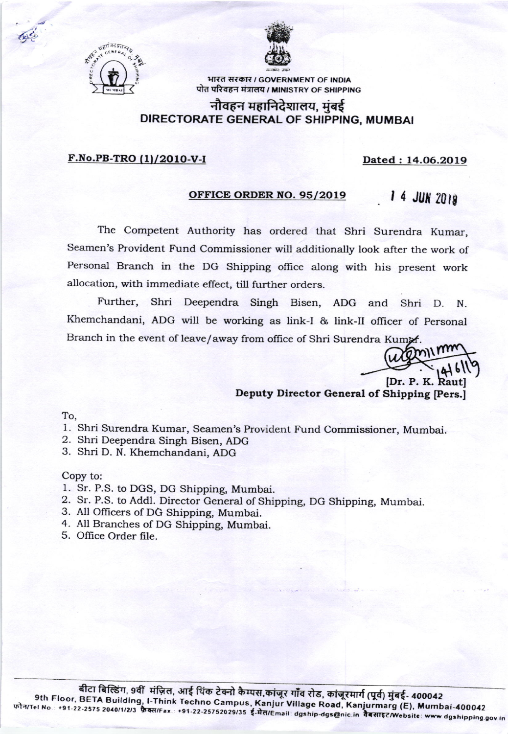भारत सरकार / GOVERNMENT OF INDIA
पोत परिवहन मंत्रालय / MINISTRY OF SHIPPING

# नौवहन महानिदेशालय, मुंबई
# DIRECTORATE GENERAL OF SHIPPING, MUMBAI

**F.No.PB-TRO (1)/2010-V-I** **Dated : 14.06.2019**

**OFFICE ORDER NO. 95/2019** 14 JUN 2019

The Competent Authority has ordered that Shri Surendra Kumar, Seamen's Provident Fund Commissioner will additionally look after the work of Personal Branch in the DG Shipping office along with his present work allocation, with immediate effect, till further orders.

Further, Shri Deependra Singh Bisen, ADG and Shri D. N. Khemchandani, ADG will be working as link-I & link-II officer of Personal Branch in the event of leave/away from office of Shri Surendra Kumar.

14/6/19
[Dr. P. K. Raut]
**Deputy Director General of Shipping [Pers.]**

To,

1. Shri Surendra Kumar, Seamen's Provident Fund Commissioner, Mumbai.
2. Shri Deependra Singh Bisen, ADG
3. Shri D. N. Khemchandani, ADG

Copy to:

1. Sr. P.S. to DGS, DG Shipping, Mumbai.
2. Sr. P.S. to Addl. Director General of Shipping, DG Shipping, Mumbai.
3. All Officers of DG Shipping, Mumbai.
4. All Branches of DG Shipping, Mumbai.
5. Office Order file.

बीटा बिल्डिंग, 9वीं मंज़िल, आई थिंक टेक्नो कैम्पस, कांजूर गाँव रोड, कांजूरमार्ग (पूर्व) मुंबई- 400042
9th Floor, BETA Building, I-Think Techno Campus, Kanjur Village Road, Kanjurmarg (E), Mumbai-400042
फोन/Tel No.: +91-22-2575 2040/1/2/3 फ़ैक्स/Fax.: +91-22-25752029/35 ई-मेल/Email: dgship-dgs@nic.in वैबसाइट/Website: www.dgshipping.gov.in